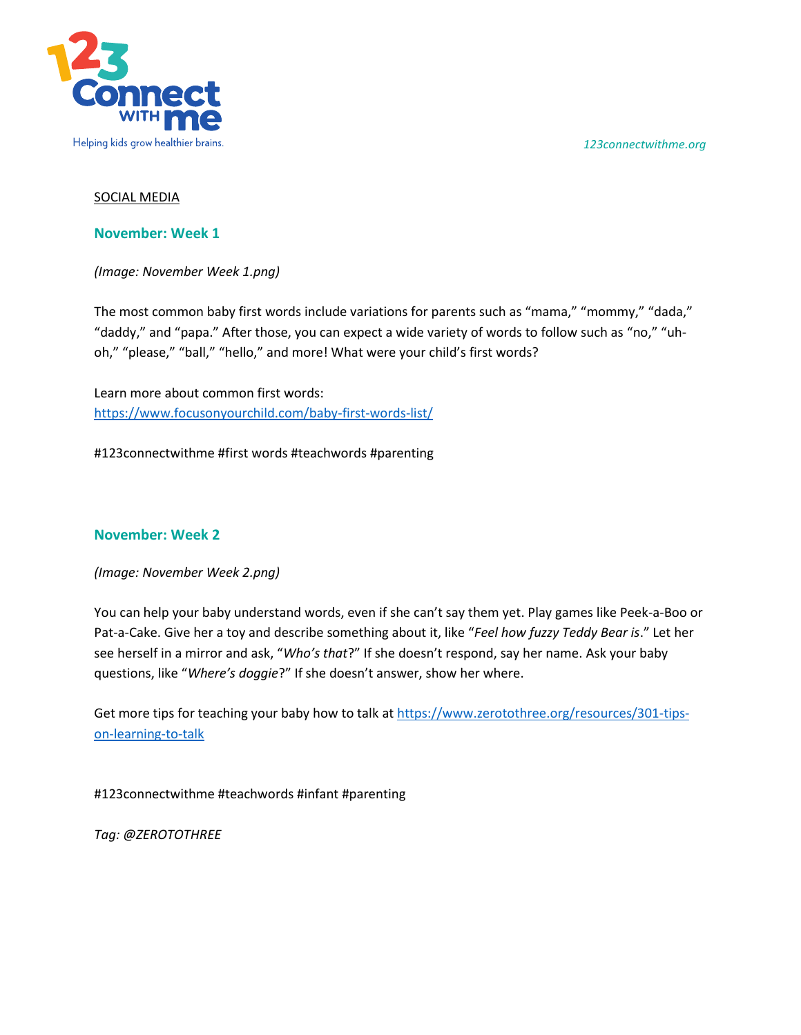SOCIAL MEDIA

## November: Week 1

*(Image: November Week 1.png)*

The most common baby first words include variations for parents such as “mama,” “mommy,” “dada,” “daddy,” and “papa.” After those, you can expect a wide variety of words to follow such as “no,” “uh-oh,” “please,” “ball,” “hello,” and more! What were your child’s first words?

Learn more about common first words:
https://www.focusonyourchild.com/baby-first-words-list/

#123connectwithme #first words #teachwords #parenting

## November: Week 2

*(Image: November Week 2.png)*

You can help your baby understand words, even if she can’t say them yet. Play games like Peek-a-Boo or Pat-a-Cake. Give her a toy and describe something about it, like “*Feel how fuzzy Teddy Bear is*.” Let her see herself in a mirror and ask, “*Who’s that*?” If she doesn’t respond, say her name. Ask your baby questions, like “*Where’s doggie*?” If she doesn’t answer, show her where.

Get more tips for teaching your baby how to talk at https://www.zerotothree.org/resources/301-tips-on-learning-to-talk

#123connectwithme #teachwords #infant #parenting

*Tag: @ZEROTOTHREE*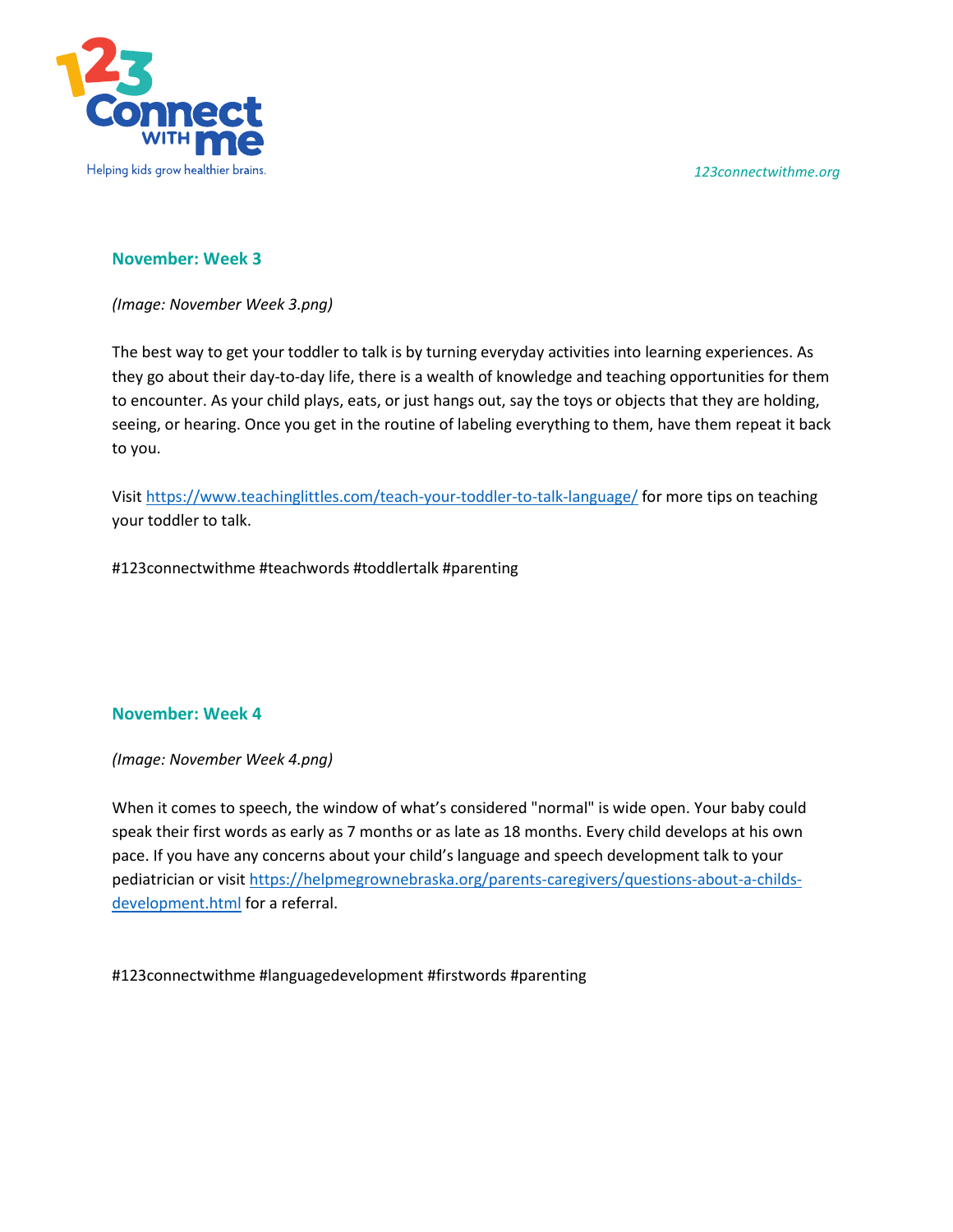## November: Week 3

*(Image: November Week 3.png)*

The best way to get your toddler to talk is by turning everyday activities into learning experiences. As they go about their day-to-day life, there is a wealth of knowledge and teaching opportunities for them to encounter. As your child plays, eats, or just hangs out, say the toys or objects that they are holding, seeing, or hearing. Once you get in the routine of labeling everything to them, have them repeat it back to you.

Visit https://www.teachinglittles.com/teach-your-toddler-to-talk-language/ for more tips on teaching your toddler to talk.

#123connectwithme #teachwords #toddlertalk #parenting

## November: Week 4

*(Image: November Week 4.png)*

When it comes to speech, the window of what's considered "normal" is wide open. Your baby could speak their first words as early as 7 months or as late as 18 months. Every child develops at his own pace. If you have any concerns about your child's language and speech development talk to your pediatrician or visit https://helpmegrownebraska.org/parents-caregivers/questions-about-a-childs-development.html for a referral.

#123connectwithme #languagedevelopment #firstwords #parenting